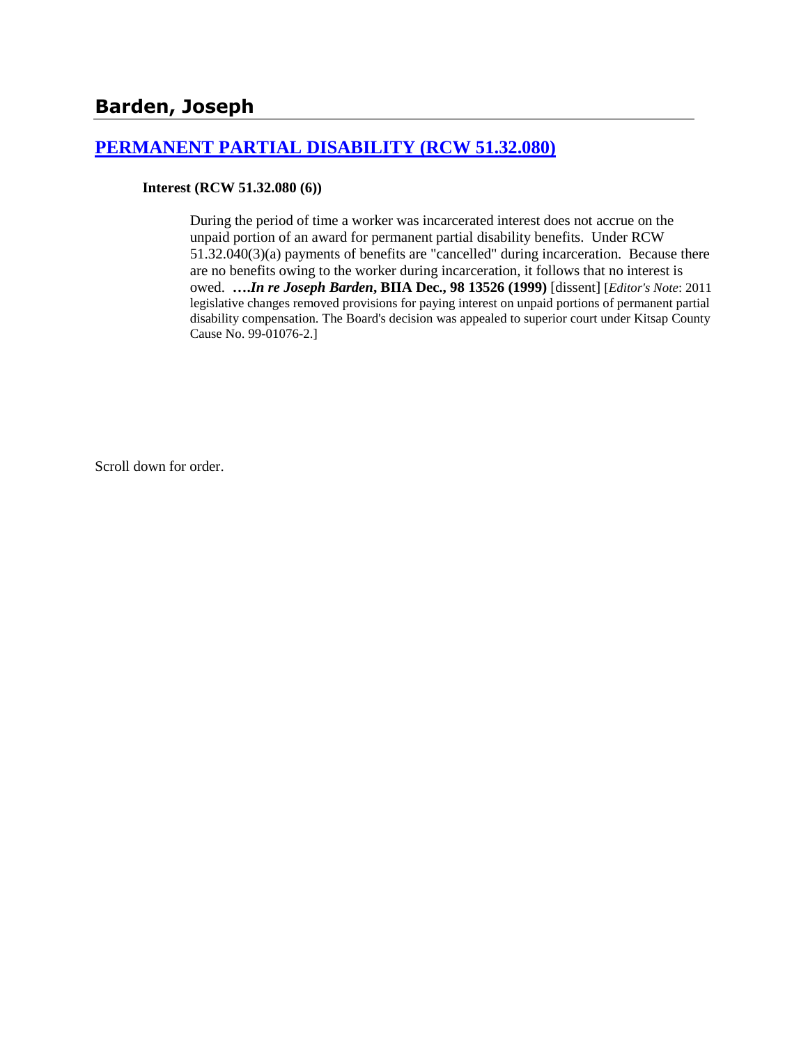# Barden, Joseph

## [PERMANENT PARTIAL DISABILITY (RCW 51.32.080)]

**Interest (RCW 51.32.080 (6))**

> During the period of time a worker was incarcerated interest does not accrue on the unpaid portion of an award for permanent partial disability benefits. Under RCW 51.32.040(3)(a) payments of benefits are "cancelled" during incarceration. Because there are no benefits owing to the worker during incarceration, it follows that no interest is owed. **….*In re Joseph Barden*, BIIA Dec., 98 13526 (1999)** [dissent] [*Editor's Note*: 2011 legislative changes removed provisions for paying interest on unpaid portions of permanent partial disability compensation. The Board's decision was appealed to superior court under Kitsap County Cause No. 99-01076-2.]

Scroll down for order.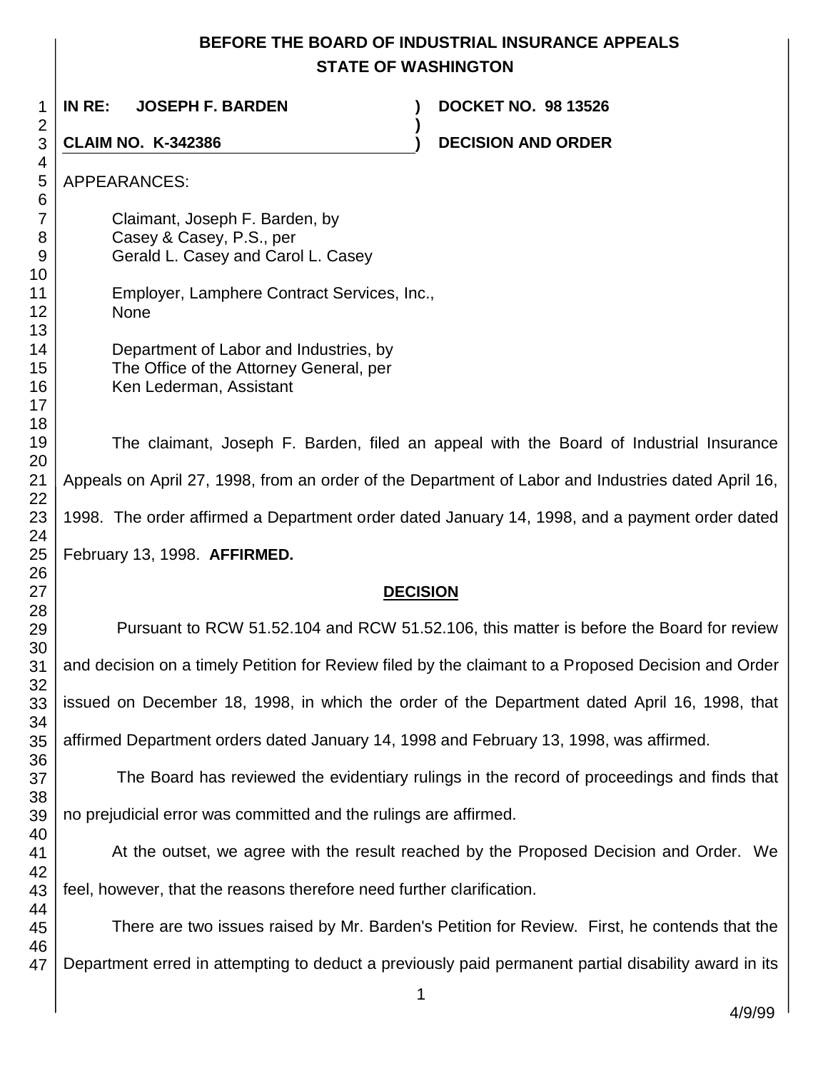**BEFORE THE BOARD OF INDUSTRIAL INSURANCE APPEALS**
**STATE OF WASHINGTON**

| | | |
|---|---|---|
| **IN RE: JOSEPH F. BARDEN** | **)** | **DOCKET NO. 98 13526** |
| | **)** | |
| **CLAIM NO. K-342386** | **)** | **DECISION AND ORDER** |

APPEARANCES:

Claimant, Joseph F. Barden, by
Casey & Casey, P.S., per
Gerald L. Casey and Carol L. Casey

Employer, Lamphere Contract Services, Inc.,
None

Department of Labor and Industries, by
The Office of the Attorney General, per
Ken Lederman, Assistant

The claimant, Joseph F. Barden, filed an appeal with the Board of Industrial Insurance Appeals on April 27, 1998, from an order of the Department of Labor and Industries dated April 16, 1998. The order affirmed a Department order dated January 14, 1998, and a payment order dated February 13, 1998. **AFFIRMED.**

## DECISION

Pursuant to RCW 51.52.104 and RCW 51.52.106, this matter is before the Board for review and decision on a timely Petition for Review filed by the claimant to a Proposed Decision and Order issued on December 18, 1998, in which the order of the Department dated April 16, 1998, that affirmed Department orders dated January 14, 1998 and February 13, 1998, was affirmed.

The Board has reviewed the evidentiary rulings in the record of proceedings and finds that no prejudicial error was committed and the rulings are affirmed.

At the outset, we agree with the result reached by the Proposed Decision and Order. We feel, however, that the reasons therefore need further clarification.

There are two issues raised by Mr. Barden's Petition for Review. First, he contends that the Department erred in attempting to deduct a previously paid permanent partial disability award in its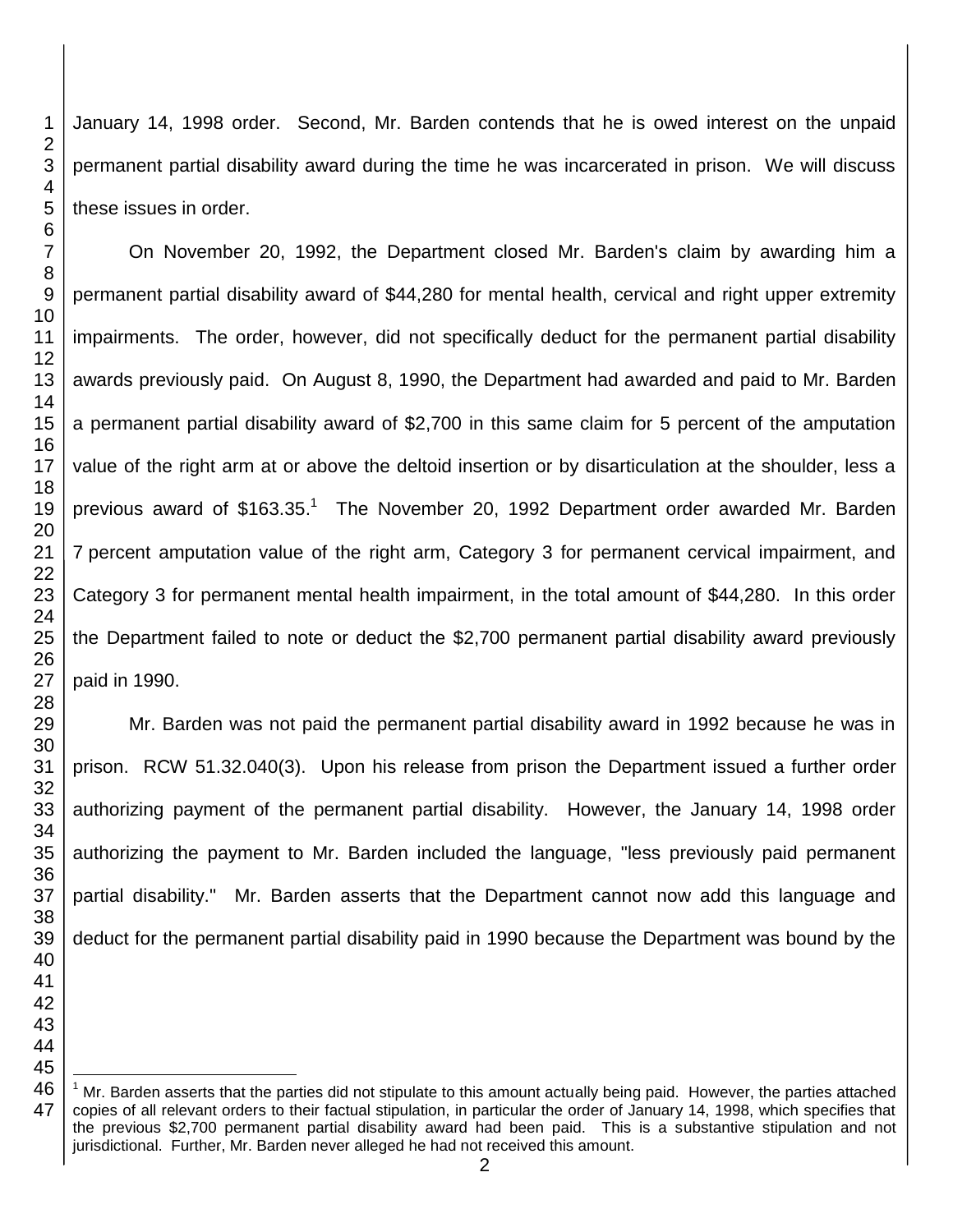January 14, 1998 order. Second, Mr. Barden contends that he is owed interest on the unpaid permanent partial disability award during the time he was incarcerated in prison. We will discuss these issues in order.

On November 20, 1992, the Department closed Mr. Barden's claim by awarding him a permanent partial disability award of $44,280 for mental health, cervical and right upper extremity impairments. The order, however, did not specifically deduct for the permanent partial disability awards previously paid. On August 8, 1990, the Department had awarded and paid to Mr. Barden a permanent partial disability award of $2,700 in this same claim for 5 percent of the amputation value of the right arm at or above the deltoid insertion or by disarticulation at the shoulder, less a previous award of $163.35.[1] The November 20, 1992 Department order awarded Mr. Barden 7 percent amputation value of the right arm, Category 3 for permanent cervical impairment, and Category 3 for permanent mental health impairment, in the total amount of $44,280. In this order the Department failed to note or deduct the $2,700 permanent partial disability award previously paid in 1990.

Mr. Barden was not paid the permanent partial disability award in 1992 because he was in prison. RCW 51.32.040(3). Upon his release from prison the Department issued a further order authorizing payment of the permanent partial disability. However, the January 14, 1998 order authorizing the payment to Mr. Barden included the language, "less previously paid permanent partial disability." Mr. Barden asserts that the Department cannot now add this language and deduct for the permanent partial disability paid in 1990 because the Department was bound by the

[1] Mr. Barden asserts that the parties did not stipulate to this amount actually being paid. However, the parties attached copies of all relevant orders to their factual stipulation, in particular the order of January 14, 1998, which specifies that the previous $2,700 permanent partial disability award had been paid. This is a substantive stipulation and not jurisdictional. Further, Mr. Barden never alleged he had not received this amount.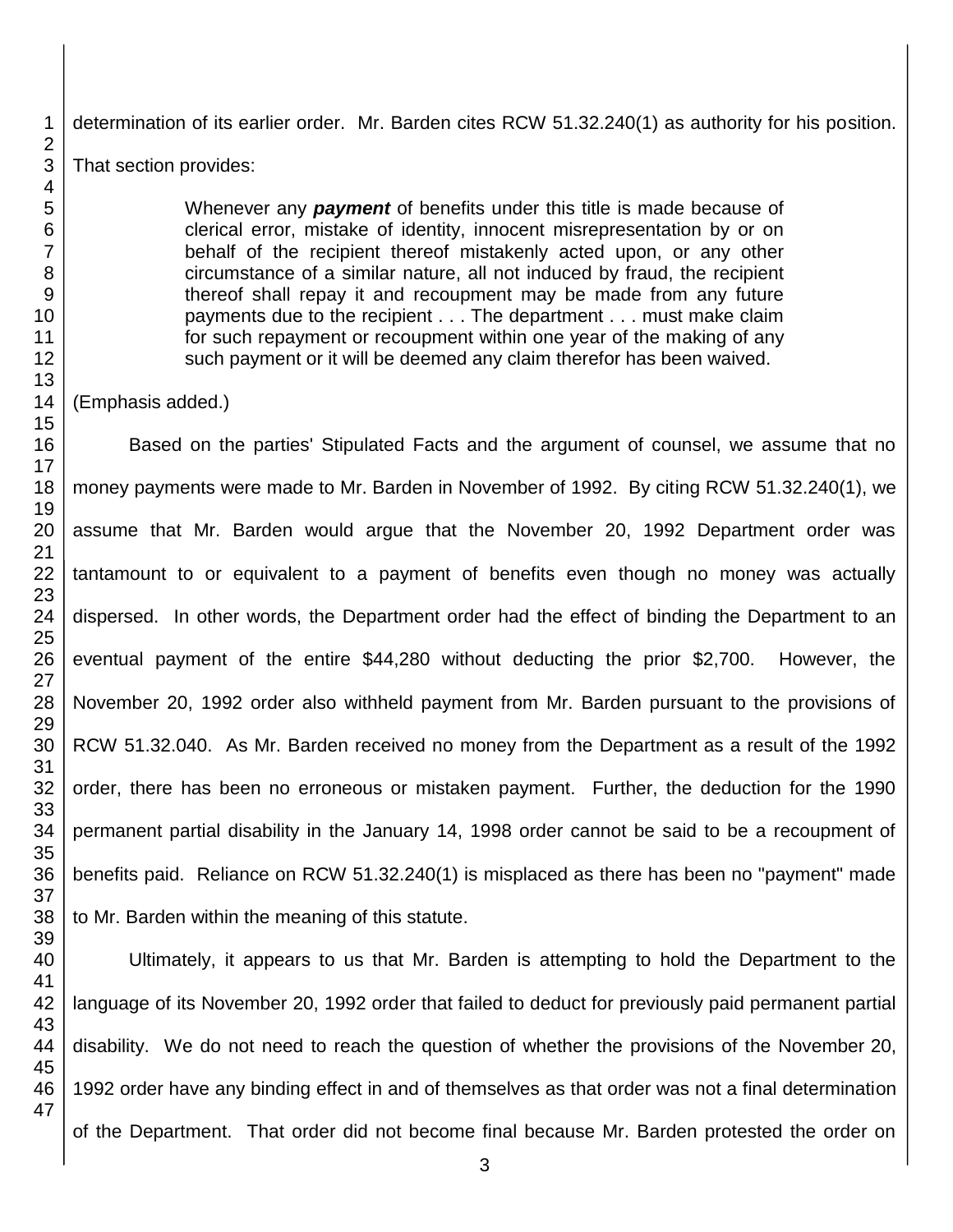determination of its earlier order. Mr. Barden cites RCW 51.32.240(1) as authority for his position. That section provides:

> Whenever any ***payment*** of benefits under this title is made because of clerical error, mistake of identity, innocent misrepresentation by or on behalf of the recipient thereof mistakenly acted upon, or any other circumstance of a similar nature, all not induced by fraud, the recipient thereof shall repay it and recoupment may be made from any future payments due to the recipient . . . The department . . . must make claim for such repayment or recoupment within one year of the making of any such payment or it will be deemed any claim therefor has been waived.

(Emphasis added.)

Based on the parties' Stipulated Facts and the argument of counsel, we assume that no money payments were made to Mr. Barden in November of 1992. By citing RCW 51.32.240(1), we assume that Mr. Barden would argue that the November 20, 1992 Department order was tantamount to or equivalent to a payment of benefits even though no money was actually dispersed. In other words, the Department order had the effect of binding the Department to an eventual payment of the entire $44,280 without deducting the prior $2,700. However, the November 20, 1992 order also withheld payment from Mr. Barden pursuant to the provisions of RCW 51.32.040. As Mr. Barden received no money from the Department as a result of the 1992 order, there has been no erroneous or mistaken payment. Further, the deduction for the 1990 permanent partial disability in the January 14, 1998 order cannot be said to be a recoupment of benefits paid. Reliance on RCW 51.32.240(1) is misplaced as there has been no "payment" made to Mr. Barden within the meaning of this statute.

Ultimately, it appears to us that Mr. Barden is attempting to hold the Department to the language of its November 20, 1992 order that failed to deduct for previously paid permanent partial disability. We do not need to reach the question of whether the provisions of the November 20, 1992 order have any binding effect in and of themselves as that order was not a final determination of the Department. That order did not become final because Mr. Barden protested the order on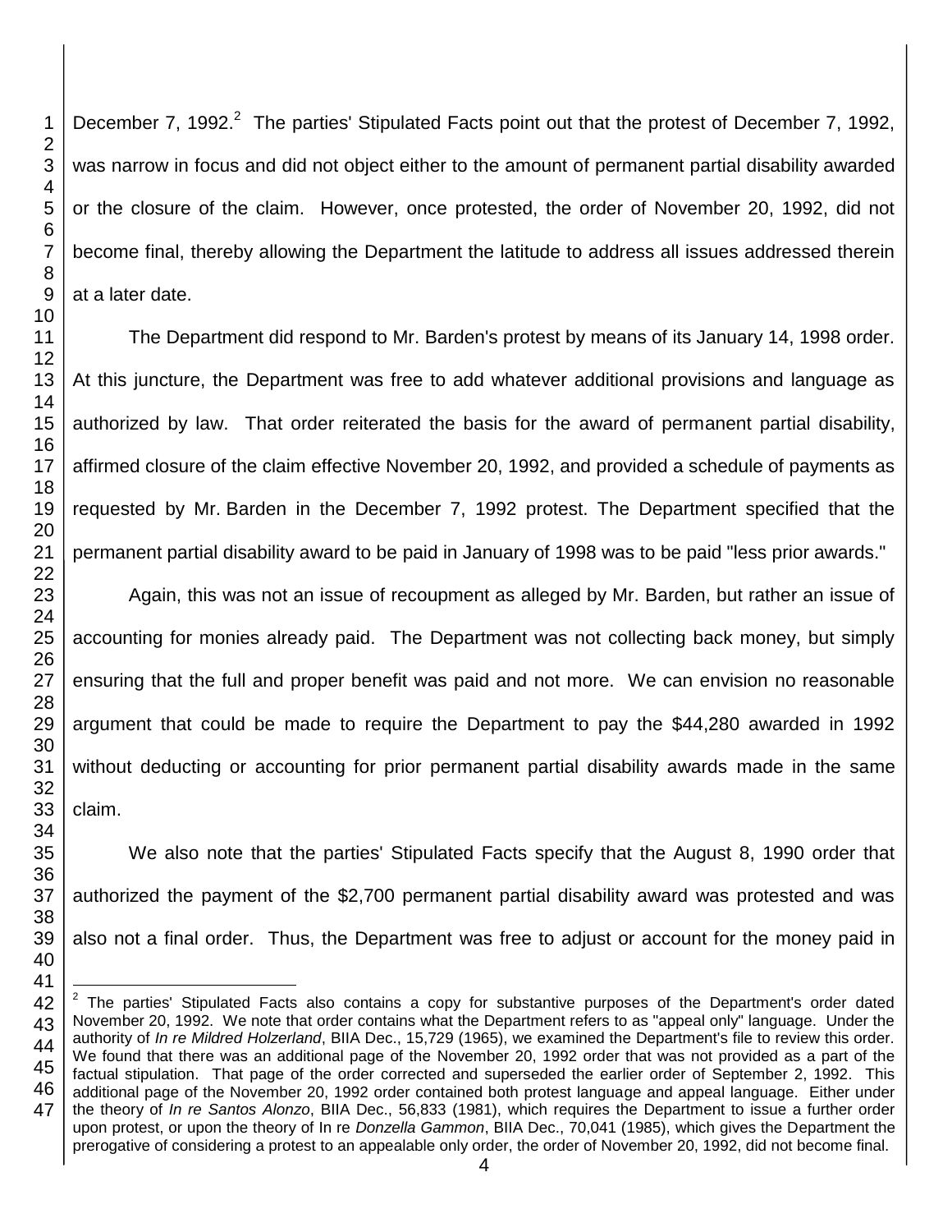December 7, 1992.[2] The parties' Stipulated Facts point out that the protest of December 7, 1992, was narrow in focus and did not object either to the amount of permanent partial disability awarded or the closure of the claim. However, once protested, the order of November 20, 1992, did not become final, thereby allowing the Department the latitude to address all issues addressed therein at a later date.

The Department did respond to Mr. Barden's protest by means of its January 14, 1998 order. At this juncture, the Department was free to add whatever additional provisions and language as authorized by law. That order reiterated the basis for the award of permanent partial disability, affirmed closure of the claim effective November 20, 1992, and provided a schedule of payments as requested by Mr. Barden in the December 7, 1992 protest. The Department specified that the permanent partial disability award to be paid in January of 1998 was to be paid "less prior awards."

Again, this was not an issue of recoupment as alleged by Mr. Barden, but rather an issue of accounting for monies already paid. The Department was not collecting back money, but simply ensuring that the full and proper benefit was paid and not more. We can envision no reasonable argument that could be made to require the Department to pay the $44,280 awarded in 1992 without deducting or accounting for prior permanent partial disability awards made in the same claim.

We also note that the parties' Stipulated Facts specify that the August 8, 1990 order that authorized the payment of the $2,700 permanent partial disability award was protested and was also not a final order. Thus, the Department was free to adjust or account for the money paid in

[2] The parties' Stipulated Facts also contains a copy for substantive purposes of the Department's order dated November 20, 1992. We note that order contains what the Department refers to as "appeal only" language. Under the authority of *In re Mildred Holzerland*, BIIA Dec., 15,729 (1965), we examined the Department's file to review this order. We found that there was an additional page of the November 20, 1992 order that was not provided as a part of the factual stipulation. That page of the order corrected and superseded the earlier order of September 2, 1992. This additional page of the November 20, 1992 order contained both protest language and appeal language. Either under the theory of *In re Santos Alonzo*, BIIA Dec., 56,833 (1981), which requires the Department to issue a further order upon protest, or upon the theory of In re *Donzella Gammon*, BIIA Dec., 70,041 (1985), which gives the Department the prerogative of considering a protest to an appealable only order, the order of November 20, 1992, did not become final.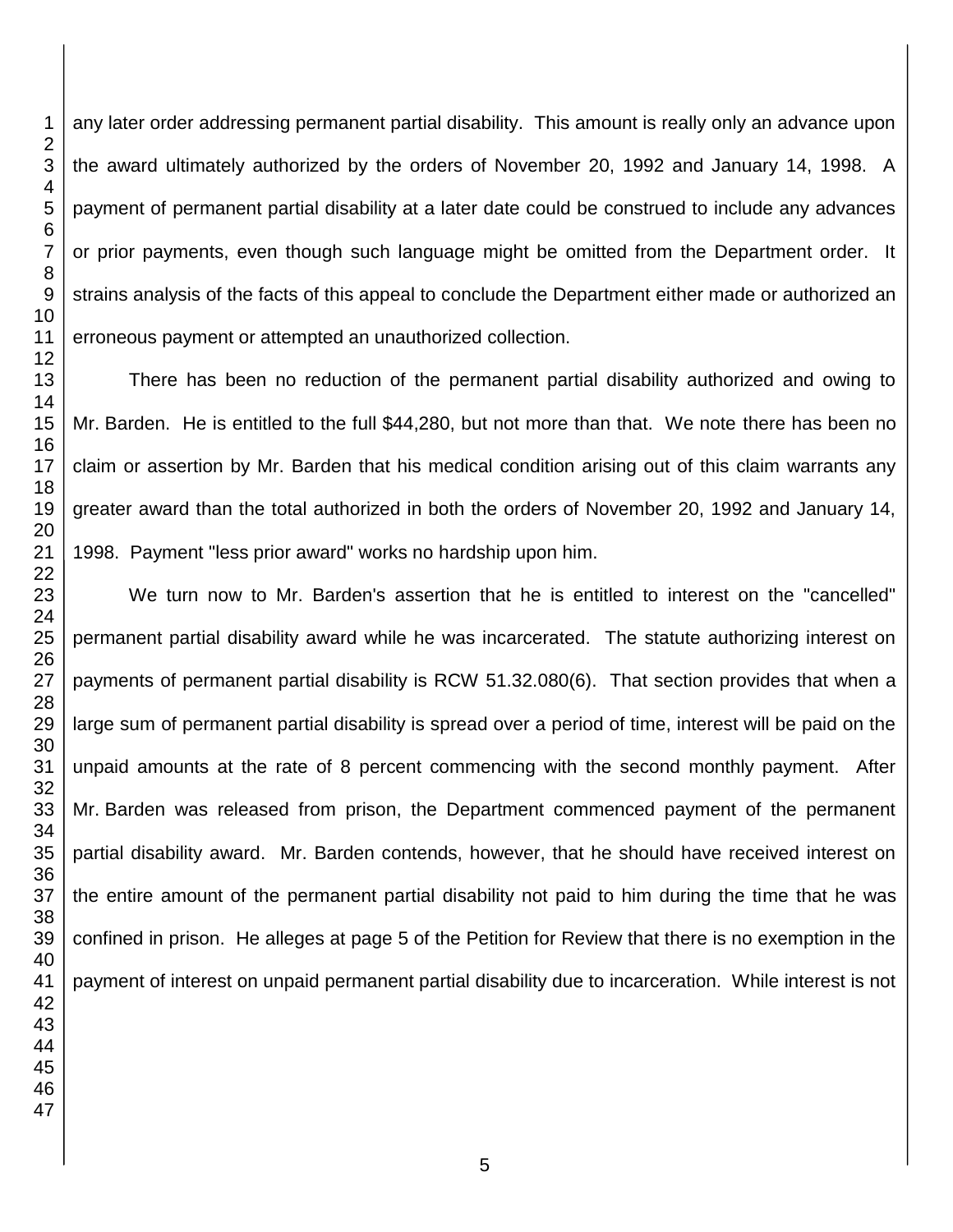any later order addressing permanent partial disability. This amount is really only an advance upon the award ultimately authorized by the orders of November 20, 1992 and January 14, 1998. A payment of permanent partial disability at a later date could be construed to include any advances or prior payments, even though such language might be omitted from the Department order. It strains analysis of the facts of this appeal to conclude the Department either made or authorized an erroneous payment or attempted an unauthorized collection.

There has been no reduction of the permanent partial disability authorized and owing to Mr. Barden. He is entitled to the full $44,280, but not more than that. We note there has been no claim or assertion by Mr. Barden that his medical condition arising out of this claim warrants any greater award than the total authorized in both the orders of November 20, 1992 and January 14, 1998. Payment "less prior award" works no hardship upon him.

We turn now to Mr. Barden's assertion that he is entitled to interest on the "cancelled" permanent partial disability award while he was incarcerated. The statute authorizing interest on payments of permanent partial disability is RCW 51.32.080(6). That section provides that when a large sum of permanent partial disability is spread over a period of time, interest will be paid on the unpaid amounts at the rate of 8 percent commencing with the second monthly payment. After Mr. Barden was released from prison, the Department commenced payment of the permanent partial disability award. Mr. Barden contends, however, that he should have received interest on the entire amount of the permanent partial disability not paid to him during the time that he was confined in prison. He alleges at page 5 of the Petition for Review that there is no exemption in the payment of interest on unpaid permanent partial disability due to incarceration. While interest is not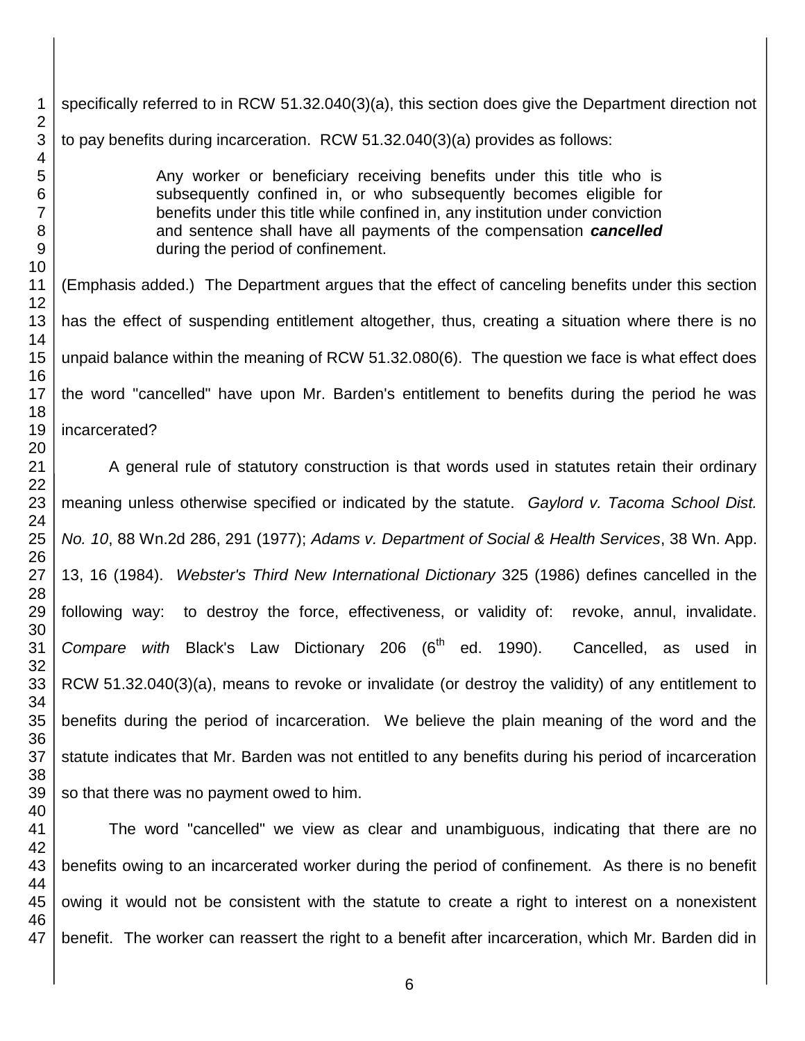specifically referred to in RCW 51.32.040(3)(a), this section does give the Department direction not to pay benefits during incarceration. RCW 51.32.040(3)(a) provides as follows:

> Any worker or beneficiary receiving benefits under this title who is subsequently confined in, or who subsequently becomes eligible for benefits under this title while confined in, any institution under conviction and sentence shall have all payments of the compensation ***cancelled*** during the period of confinement.

(Emphasis added.) The Department argues that the effect of canceling benefits under this section has the effect of suspending entitlement altogether, thus, creating a situation where there is no unpaid balance within the meaning of RCW 51.32.080(6). The question we face is what effect does the word "cancelled" have upon Mr. Barden's entitlement to benefits during the period he was incarcerated?

A general rule of statutory construction is that words used in statutes retain their ordinary meaning unless otherwise specified or indicated by the statute. *Gaylord v. Tacoma School Dist. No. 10*, 88 Wn.2d 286, 291 (1977); *Adams v. Department of Social & Health Services*, 38 Wn. App. 13, 16 (1984). *Webster's Third New International Dictionary* 325 (1986) defines cancelled in the following way: to destroy the force, effectiveness, or validity of: revoke, annul, invalidate. *Compare with* Black's Law Dictionary 206 (6th ed. 1990). Cancelled, as used in RCW 51.32.040(3)(a), means to revoke or invalidate (or destroy the validity) of any entitlement to benefits during the period of incarceration. We believe the plain meaning of the word and the statute indicates that Mr. Barden was not entitled to any benefits during his period of incarceration so that there was no payment owed to him.

The word "cancelled" we view as clear and unambiguous, indicating that there are no benefits owing to an incarcerated worker during the period of confinement. As there is no benefit owing it would not be consistent with the statute to create a right to interest on a nonexistent benefit. The worker can reassert the right to a benefit after incarceration, which Mr. Barden did in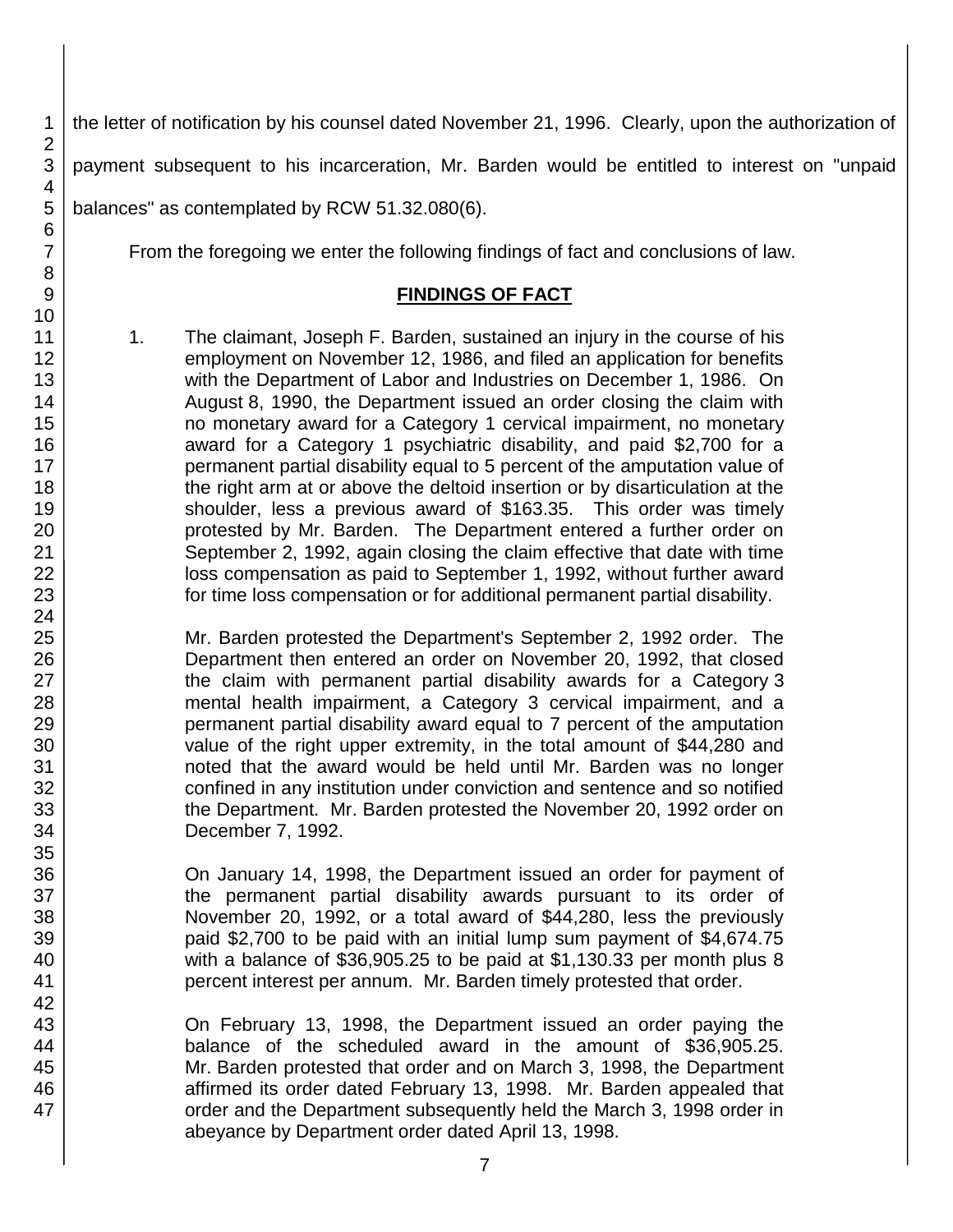the letter of notification by his counsel dated November 21, 1996. Clearly, upon the authorization of payment subsequent to his incarceration, Mr. Barden would be entitled to interest on "unpaid balances" as contemplated by RCW 51.32.080(6).

From the foregoing we enter the following findings of fact and conclusions of law.

## FINDINGS OF FACT

1. The claimant, Joseph F. Barden, sustained an injury in the course of his employment on November 12, 1986, and filed an application for benefits with the Department of Labor and Industries on December 1, 1986. On August 8, 1990, the Department issued an order closing the claim with no monetary award for a Category 1 cervical impairment, no monetary award for a Category 1 psychiatric disability, and paid $2,700 for a permanent partial disability equal to 5 percent of the amputation value of the right arm at or above the deltoid insertion or by disarticulation at the shoulder, less a previous award of $163.35. This order was timely protested by Mr. Barden. The Department entered a further order on September 2, 1992, again closing the claim effective that date with time loss compensation as paid to September 1, 1992, without further award for time loss compensation or for additional permanent partial disability.

   Mr. Barden protested the Department's September 2, 1992 order. The Department then entered an order on November 20, 1992, that closed the claim with permanent partial disability awards for a Category 3 mental health impairment, a Category 3 cervical impairment, and a permanent partial disability award equal to 7 percent of the amputation value of the right upper extremity, in the total amount of $44,280 and noted that the award would be held until Mr. Barden was no longer confined in any institution under conviction and sentence and so notified the Department. Mr. Barden protested the November 20, 1992 order on December 7, 1992.

   On January 14, 1998, the Department issued an order for payment of the permanent partial disability awards pursuant to its order of November 20, 1992, or a total award of $44,280, less the previously paid $2,700 to be paid with an initial lump sum payment of $4,674.75 with a balance of $36,905.25 to be paid at $1,130.33 per month plus 8 percent interest per annum. Mr. Barden timely protested that order.

   On February 13, 1998, the Department issued an order paying the balance of the scheduled award in the amount of $36,905.25. Mr. Barden protested that order and on March 3, 1998, the Department affirmed its order dated February 13, 1998. Mr. Barden appealed that order and the Department subsequently held the March 3, 1998 order in abeyance by Department order dated April 13, 1998.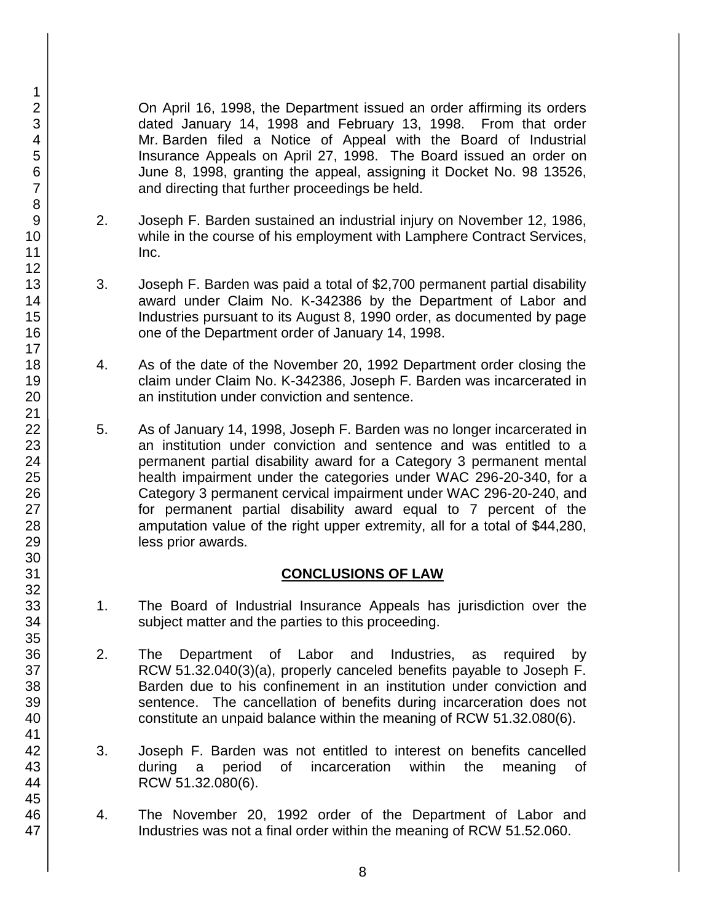On April 16, 1998, the Department issued an order affirming its orders dated January 14, 1998 and February 13, 1998. From that order Mr. Barden filed a Notice of Appeal with the Board of Industrial Insurance Appeals on April 27, 1998. The Board issued an order on June 8, 1998, granting the appeal, assigning it Docket No. 98 13526, and directing that further proceedings be held.

2. Joseph F. Barden sustained an industrial injury on November 12, 1986, while in the course of his employment with Lamphere Contract Services, Inc.

3. Joseph F. Barden was paid a total of $2,700 permanent partial disability award under Claim No. K-342386 by the Department of Labor and Industries pursuant to its August 8, 1990 order, as documented by page one of the Department order of January 14, 1998.

4. As of the date of the November 20, 1992 Department order closing the claim under Claim No. K-342386, Joseph F. Barden was incarcerated in an institution under conviction and sentence.

5. As of January 14, 1998, Joseph F. Barden was no longer incarcerated in an institution under conviction and sentence and was entitled to a permanent partial disability award for a Category 3 permanent mental health impairment under the categories under WAC 296-20-340, for a Category 3 permanent cervical impairment under WAC 296-20-240, and for permanent partial disability award equal to 7 percent of the amputation value of the right upper extremity, all for a total of $44,280, less prior awards.

## CONCLUSIONS OF LAW

1. The Board of Industrial Insurance Appeals has jurisdiction over the subject matter and the parties to this proceeding.

2. The Department of Labor and Industries, as required by RCW 51.32.040(3)(a), properly canceled benefits payable to Joseph F. Barden due to his confinement in an institution under conviction and sentence. The cancellation of benefits during incarceration does not constitute an unpaid balance within the meaning of RCW 51.32.080(6).

3. Joseph F. Barden was not entitled to interest on benefits cancelled during a period of incarceration within the meaning of RCW 51.32.080(6).

4. The November 20, 1992 order of the Department of Labor and Industries was not a final order within the meaning of RCW 51.52.060.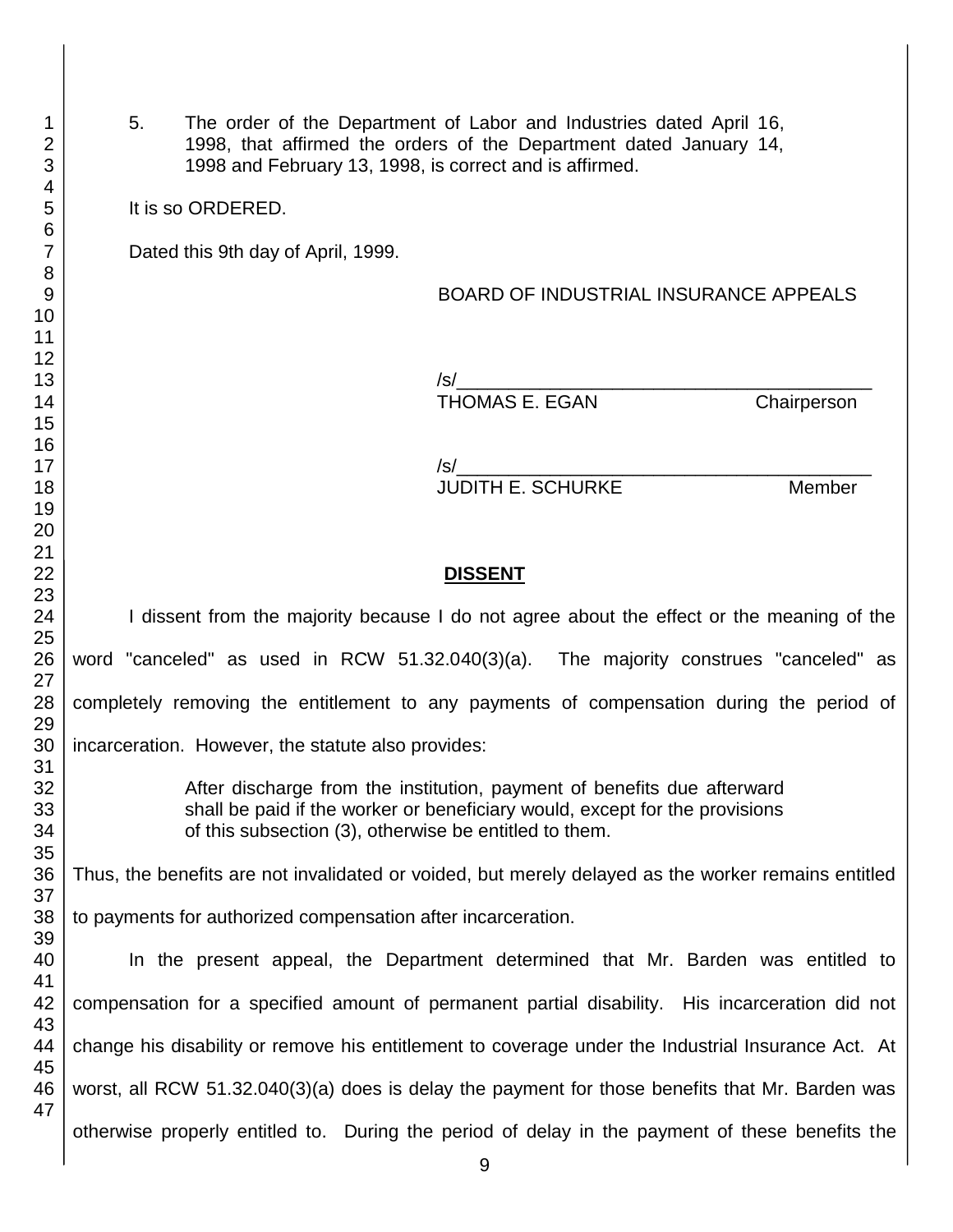5. The order of the Department of Labor and Industries dated April 16, 1998, that affirmed the orders of the Department dated January 14, 1998 and February 13, 1998, is correct and is affirmed.

It is so ORDERED.

Dated this 9th day of April, 1999.

BOARD OF INDUSTRIAL INSURANCE APPEALS

/s/\_\_\_\_\_\_\_\_\_\_\_\_\_\_\_\_\_\_\_\_\_\_\_\_\_\_\_\_\_\_\_\_\_\_\_\_\_\_\_\_
THOMAS E. EGAN Chairperson

/s/\_\_\_\_\_\_\_\_\_\_\_\_\_\_\_\_\_\_\_\_\_\_\_\_\_\_\_\_\_\_\_\_\_\_\_\_\_\_\_\_
JUDITH E. SCHURKE Member

## DISSENT

I dissent from the majority because I do not agree about the effect or the meaning of the word "canceled" as used in RCW 51.32.040(3)(a). The majority construes "canceled" as completely removing the entitlement to any payments of compensation during the period of incarceration. However, the statute also provides:

> After discharge from the institution, payment of benefits due afterward shall be paid if the worker or beneficiary would, except for the provisions of this subsection (3), otherwise be entitled to them.

Thus, the benefits are not invalidated or voided, but merely delayed as the worker remains entitled to payments for authorized compensation after incarceration.

In the present appeal, the Department determined that Mr. Barden was entitled to compensation for a specified amount of permanent partial disability. His incarceration did not change his disability or remove his entitlement to coverage under the Industrial Insurance Act. At worst, all RCW 51.32.040(3)(a) does is delay the payment for those benefits that Mr. Barden was otherwise properly entitled to. During the period of delay in the payment of these benefits the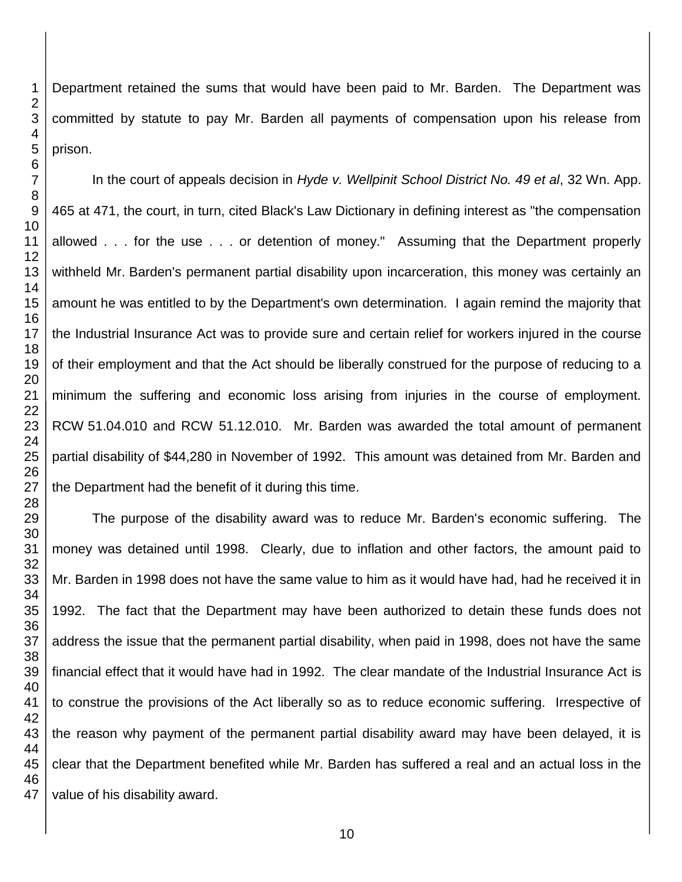Department retained the sums that would have been paid to Mr. Barden. The Department was committed by statute to pay Mr. Barden all payments of compensation upon his release from prison.

In the court of appeals decision in *Hyde v. Wellpinit School District No. 49 et al*, 32 Wn. App. 465 at 471, the court, in turn, cited Black's Law Dictionary in defining interest as "the compensation allowed . . . for the use . . . or detention of money." Assuming that the Department properly withheld Mr. Barden's permanent partial disability upon incarceration, this money was certainly an amount he was entitled to by the Department's own determination. I again remind the majority that the Industrial Insurance Act was to provide sure and certain relief for workers injured in the course of their employment and that the Act should be liberally construed for the purpose of reducing to a minimum the suffering and economic loss arising from injuries in the course of employment. RCW 51.04.010 and RCW 51.12.010. Mr. Barden was awarded the total amount of permanent partial disability of $44,280 in November of 1992. This amount was detained from Mr. Barden and the Department had the benefit of it during this time.

The purpose of the disability award was to reduce Mr. Barden's economic suffering. The money was detained until 1998. Clearly, due to inflation and other factors, the amount paid to Mr. Barden in 1998 does not have the same value to him as it would have had, had he received it in 1992. The fact that the Department may have been authorized to detain these funds does not address the issue that the permanent partial disability, when paid in 1998, does not have the same financial effect that it would have had in 1992. The clear mandate of the Industrial Insurance Act is to construe the provisions of the Act liberally so as to reduce economic suffering. Irrespective of the reason why payment of the permanent partial disability award may have been delayed, it is clear that the Department benefited while Mr. Barden has suffered a real and an actual loss in the value of his disability award.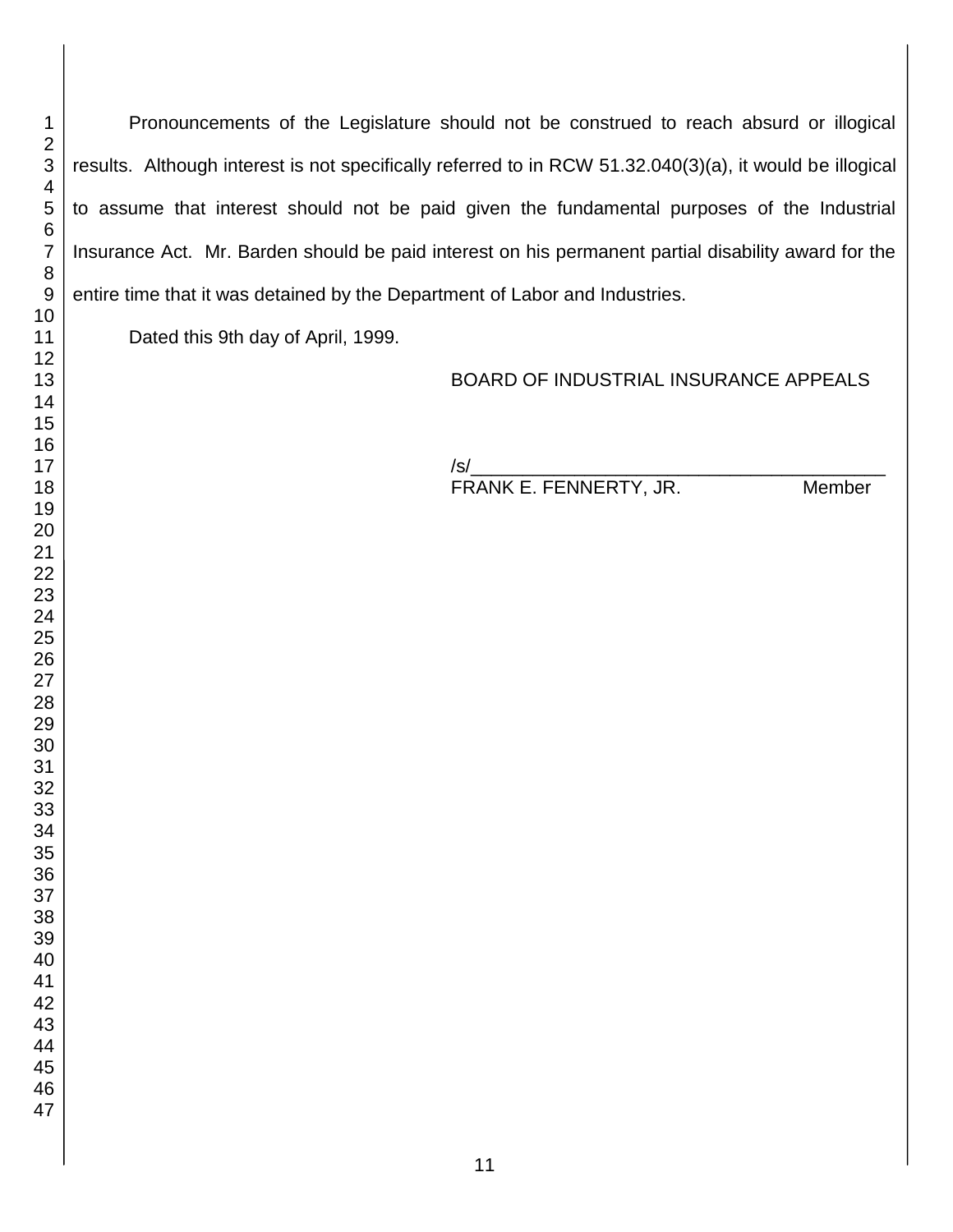Pronouncements of the Legislature should not be construed to reach absurd or illogical results. Although interest is not specifically referred to in RCW 51.32.040(3)(a), it would be illogical to assume that interest should not be paid given the fundamental purposes of the Industrial Insurance Act. Mr. Barden should be paid interest on his permanent partial disability award for the entire time that it was detained by the Department of Labor and Industries.

Dated this 9th day of April, 1999.

BOARD OF INDUSTRIAL INSURANCE APPEALS

/s/_______________________________________
FRANK E. FENNERTY, JR. Member